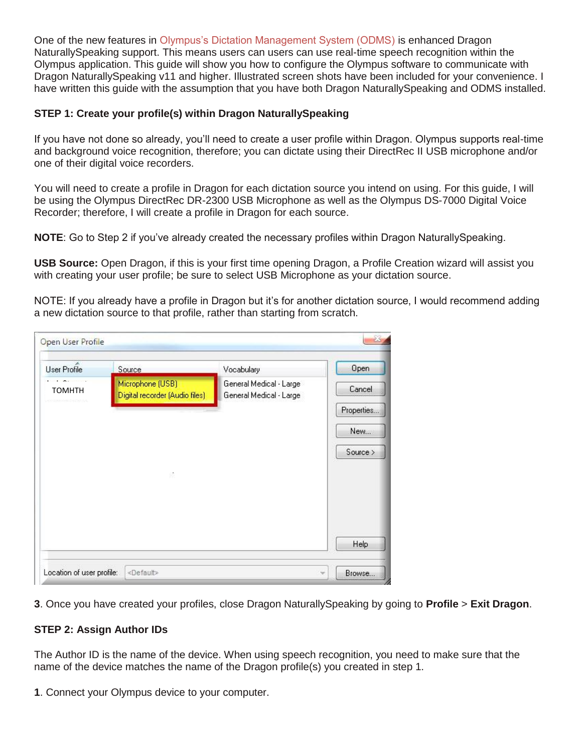One of the new features in Olympus's Dictation Management System (ODMS) is enhanced Dragon NaturallySpeaking support. This means users can users can use real-time speech recognition within the Olympus application. This guide will show you how to configure the Olympus software to communicate with Dragon NaturallySpeaking v11 and higher. Illustrated screen shots have been included for your convenience. I have written this guide with the assumption that you have both Dragon NaturallySpeaking and ODMS installed.

**STEP 1: Create your profile(s) within Dragon NaturallySpeaking**

If you have not done so already, you'll need to create a user profile within Dragon. Olympus supports real-time and background voice recognition, therefore; you can dictate using their DirectRec II USB microphone and/or one of their digital voice recorders.

You will need to create a profile in Dragon for each dictation source you intend on using. For this guide, I will be using the Olympus DirectRec DR-2300 USB Microphone as well as the Olympus DS-7000 Digital Voice Recorder; therefore, I will create a profile in Dragon for each source.

**NOTE**: Go to Step 2 if you've already created the necessary profiles within Dragon NaturallySpeaking.

**USB Source:** Open Dragon, if this is your first time opening Dragon, a Profile Creation wizard will assist you with creating your user profile; be sure to select USB Microphone as your dictation source.

NOTE: If you already have a profile in Dragon but it's for another dictation source, I would recommend adding a new dictation source to that profile, rather than starting from scratch.

Open User Profile

| User Profile | Source | Vocabulary |
| --- | --- | --- |
| TOMHTH | Microphone (USB) | General Medical - Large |
| | Digital recorder (Audio files) | General Medical - Large |

Open | Cancel | Properties... | New... | Source > | Help

Location of user profile: <Default> | Browse...

**3**. Once you have created your profiles, close Dragon NaturallySpeaking by going to **Profile** > **Exit Dragon**.

**STEP 2: Assign Author IDs**

The Author ID is the name of the device. When using speech recognition, you need to make sure that the name of the device matches the name of the Dragon profile(s) you created in step 1.

**1**. Connect your Olympus device to your computer.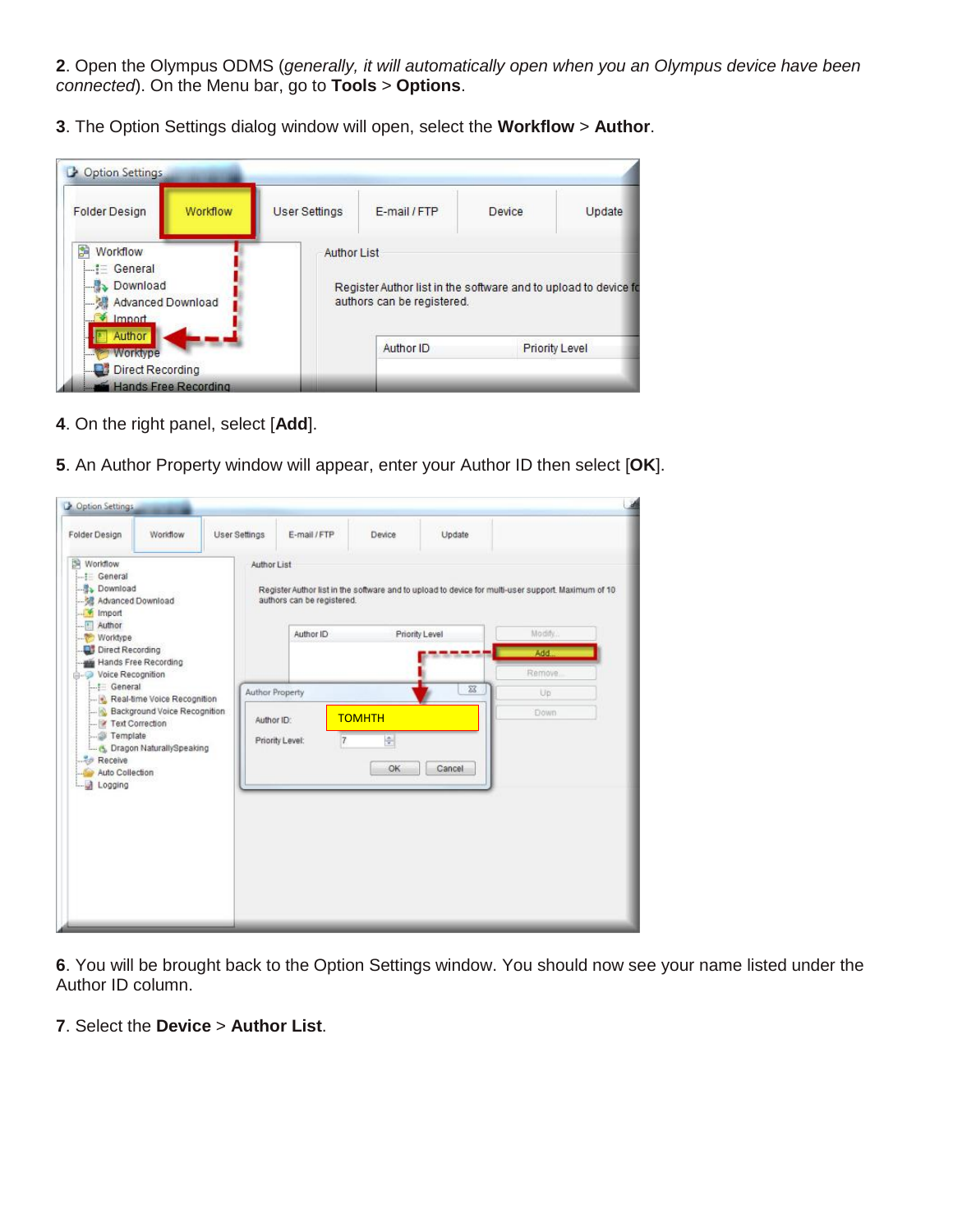**2**. Open the Olympus ODMS (*generally, it will automatically open when you an Olympus device have been connected*). On the Menu bar, go to **Tools** > **Options**.

**3**. The Option Settings dialog window will open, select the **Workflow** > **Author**.

**4**. On the right panel, select [**Add**].

**5**. An Author Property window will appear, enter your Author ID then select [**OK**].

**6**. You will be brought back to the Option Settings window. You should now see your name listed under the Author ID column.

**7**. Select the **Device** > **Author List**.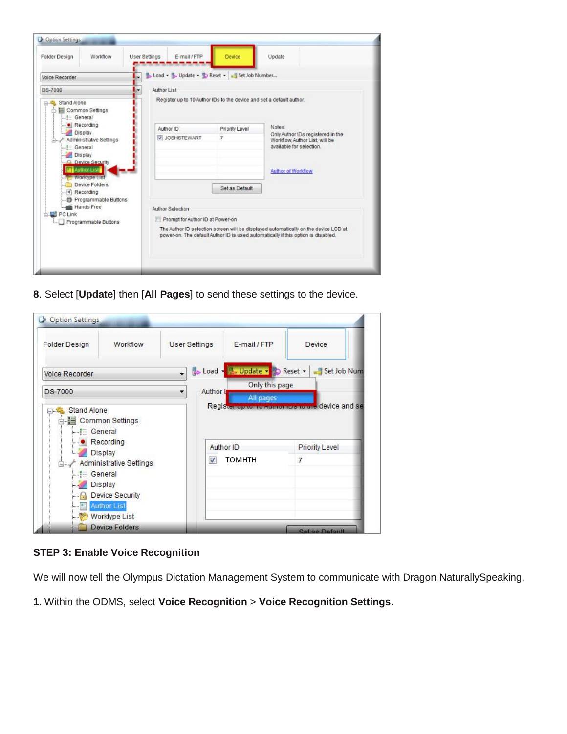**8**. Select [**Update**] then [**All Pages**] to send these settings to the device.

**STEP 3: Enable Voice Recognition**

We will now tell the Olympus Dictation Management System to communicate with Dragon NaturallySpeaking.

**1**. Within the ODMS, select **Voice Recognition** > **Voice Recognition Settings**.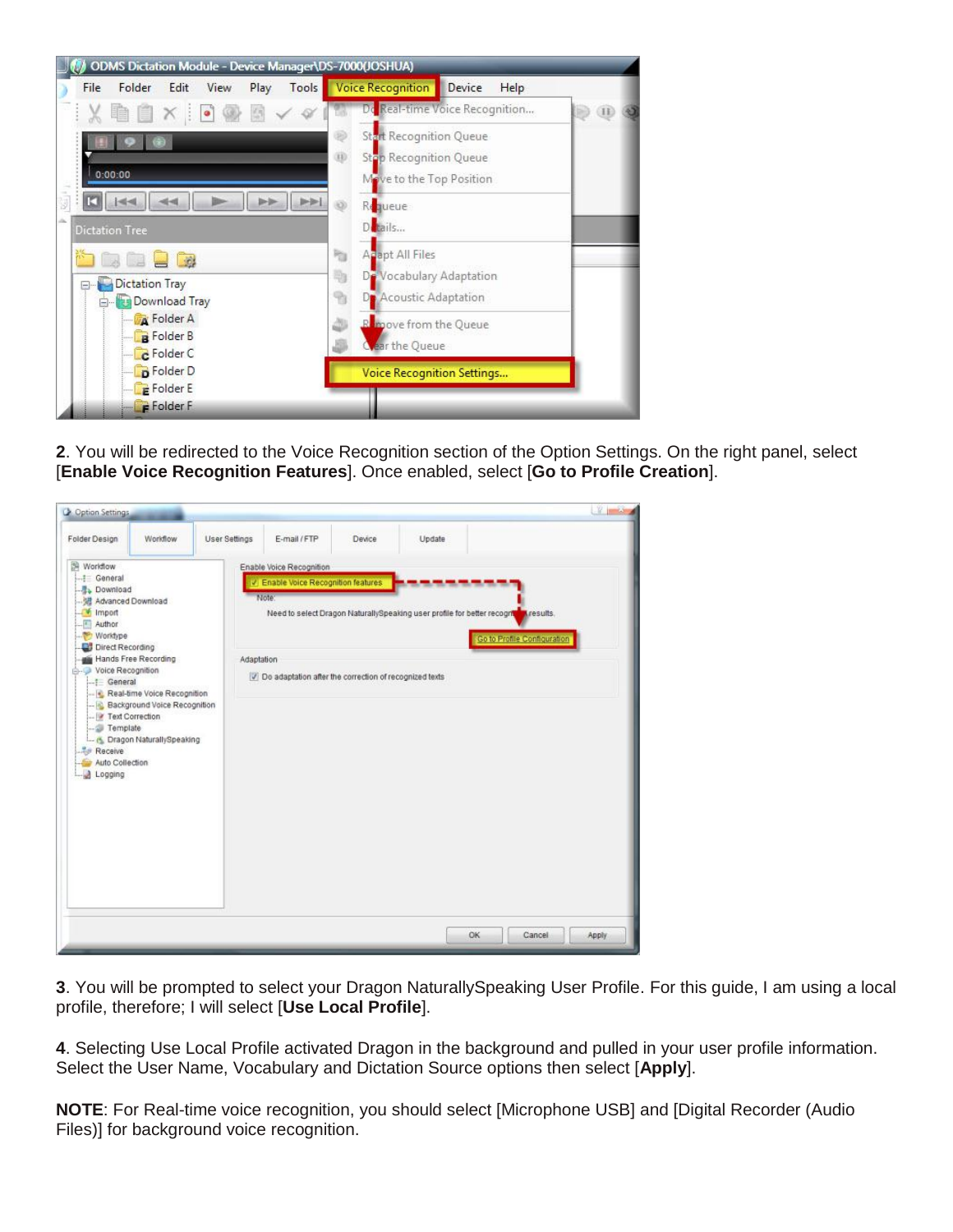2. You will be redirected to the Voice Recognition section of the Option Settings. On the right panel, select [**Enable Voice Recognition Features**]. Once enabled, select [**Go to Profile Creation**].

3. You will be prompted to select your Dragon NaturallySpeaking User Profile. For this guide, I am using a local profile, therefore; I will select [**Use Local Profile**].

4. Selecting Use Local Profile activated Dragon in the background and pulled in your user profile information. Select the User Name, Vocabulary and Dictation Source options then select [**Apply**].

**NOTE**: For Real-time voice recognition, you should select [Microphone USB] and [Digital Recorder (Audio Files)] for background voice recognition.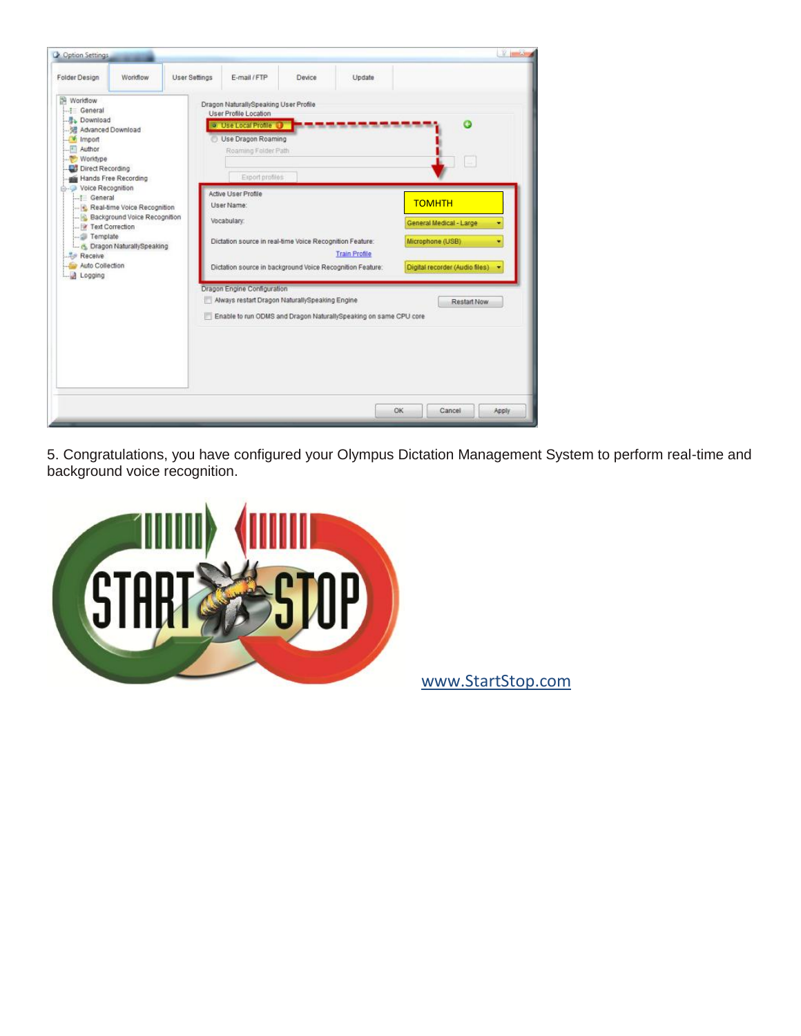5. Congratulations, you have configured your Olympus Dictation Management System to perform real-time and background voice recognition.

www.StartStop.com